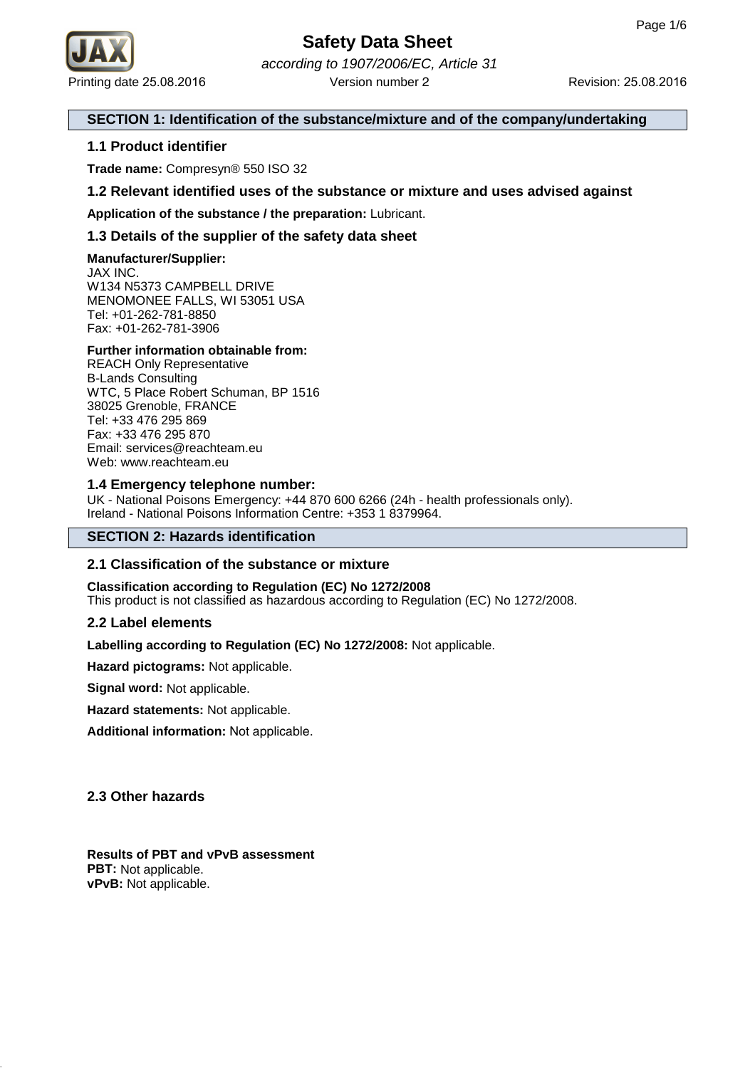# Safety Data Sheet

*according to 1907/2006/EC, Article 31*

Printing date 25.08.2016 | Version number 2 | Revision: 25.08.2016

## SECTION 1: Identification of the substance/mixture and of the company/undertaking

### 1.1 Product identifier

**Trade name:** Compresyn® 550 ISO 32

### 1.2 Relevant identified uses of the substance or mixture and uses advised against

**Application of the substance / the preparation:** Lubricant.

### 1.3 Details of the supplier of the safety data sheet

**Manufacturer/Supplier:**
JAX INC.
W134 N5373 CAMPBELL DRIVE
MENOMONEE FALLS, WI 53051 USA
Tel: +01-262-781-8850
Fax: +01-262-781-3906

**Further information obtainable from:**
REACH Only Representative
B-Lands Consulting
WTC, 5 Place Robert Schuman, BP 1516
38025 Grenoble, FRANCE
Tel: +33 476 295 869
Fax: +33 476 295 870
Email: services@reachteam.eu
Web: www.reachteam.eu

### 1.4 Emergency telephone number:

UK - National Poisons Emergency: +44 870 600 6266 (24h - health professionals only).
Ireland - National Poisons Information Centre: +353 1 8379964.

## SECTION 2: Hazards identification

### 2.1 Classification of the substance or mixture

**Classification according to Regulation (EC) No 1272/2008**
This product is not classified as hazardous according to Regulation (EC) No 1272/2008.

### 2.2 Label elements

**Labelling according to Regulation (EC) No 1272/2008:** Not applicable.

**Hazard pictograms:** Not applicable.

**Signal word:** Not applicable.

**Hazard statements:** Not applicable.

**Additional information:** Not applicable.

### 2.3 Other hazards

**Results of PBT and vPvB assessment**
**PBT:** Not applicable.
**vPvB:** Not applicable.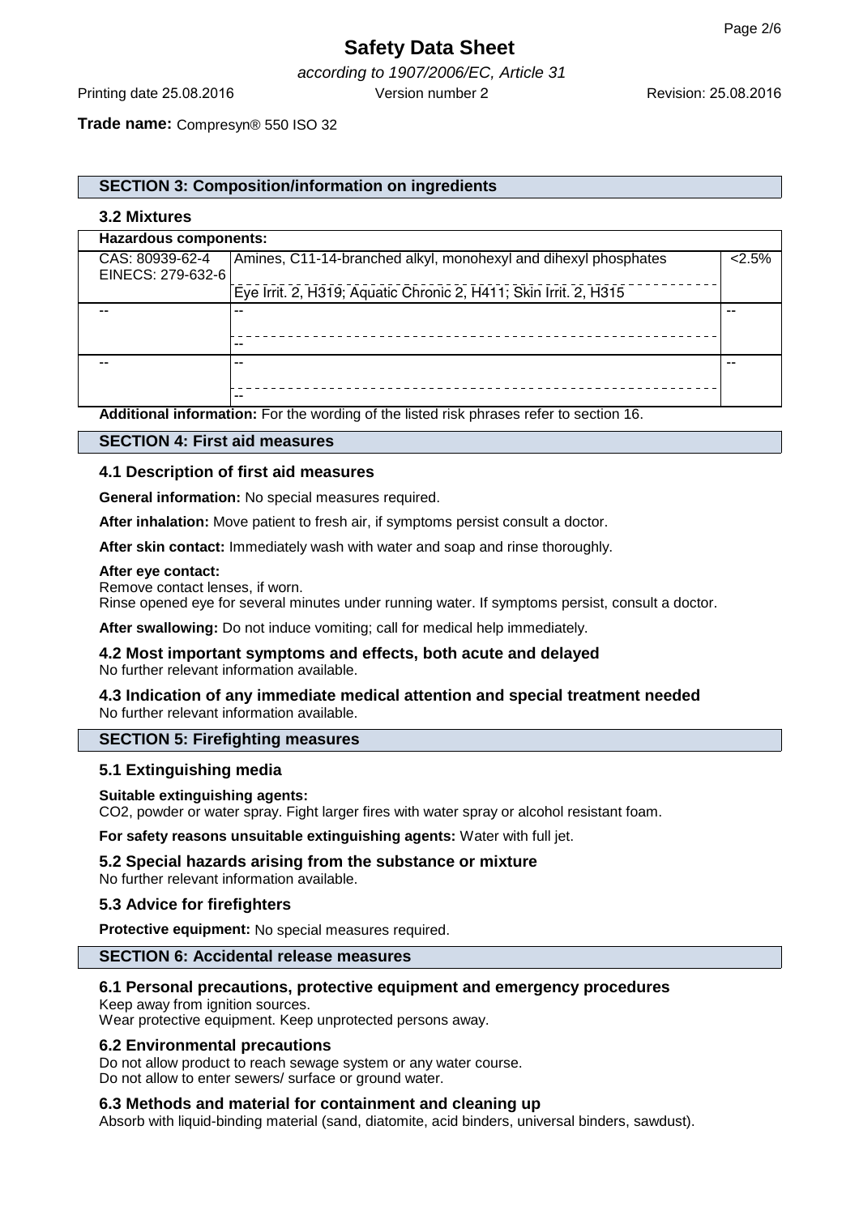**Trade name:** Compresyn® 550 ISO 32

## SECTION 3: Composition/information on ingredients

### 3.2 Mixtures

| Hazardous components: | | |
| --- | --- | --- |
| CAS: 80939-62-4<br>EINECS: 279-632-6 | Amines, C11-14-branched alkyl, monohexyl and dihexyl phosphates<br>Eye Irrit. 2, H319; Aquatic Chronic 2, H411; Skin Irrit. 2, H315 | <2.5% |
| -- | --<br>-- | -- |
| -- | --<br>-- | -- |

**Additional information:** For the wording of the listed risk phrases refer to section 16.

## SECTION 4: First aid measures

### 4.1 Description of first aid measures

**General information:** No special measures required.

**After inhalation:** Move patient to fresh air, if symptoms persist consult a doctor.

**After skin contact:** Immediately wash with water and soap and rinse thoroughly.

**After eye contact:**
Remove contact lenses, if worn.
Rinse opened eye for several minutes under running water. If symptoms persist, consult a doctor.

**After swallowing:** Do not induce vomiting; call for medical help immediately.

### 4.2 Most important symptoms and effects, both acute and delayed
No further relevant information available.

### 4.3 Indication of any immediate medical attention and special treatment needed
No further relevant information available.

## SECTION 5: Firefighting measures

### 5.1 Extinguishing media

**Suitable extinguishing agents:**
CO2, powder or water spray. Fight larger fires with water spray or alcohol resistant foam.

**For safety reasons unsuitable extinguishing agents:** Water with full jet.

### 5.2 Special hazards arising from the substance or mixture
No further relevant information available.

### 5.3 Advice for firefighters

**Protective equipment:** No special measures required.

## SECTION 6: Accidental release measures

### 6.1 Personal precautions, protective equipment and emergency procedures
Keep away from ignition sources.
Wear protective equipment. Keep unprotected persons away.

### 6.2 Environmental precautions
Do not allow product to reach sewage system or any water course.
Do not allow to enter sewers/ surface or ground water.

### 6.3 Methods and material for containment and cleaning up
Absorb with liquid-binding material (sand, diatomite, acid binders, universal binders, sawdust).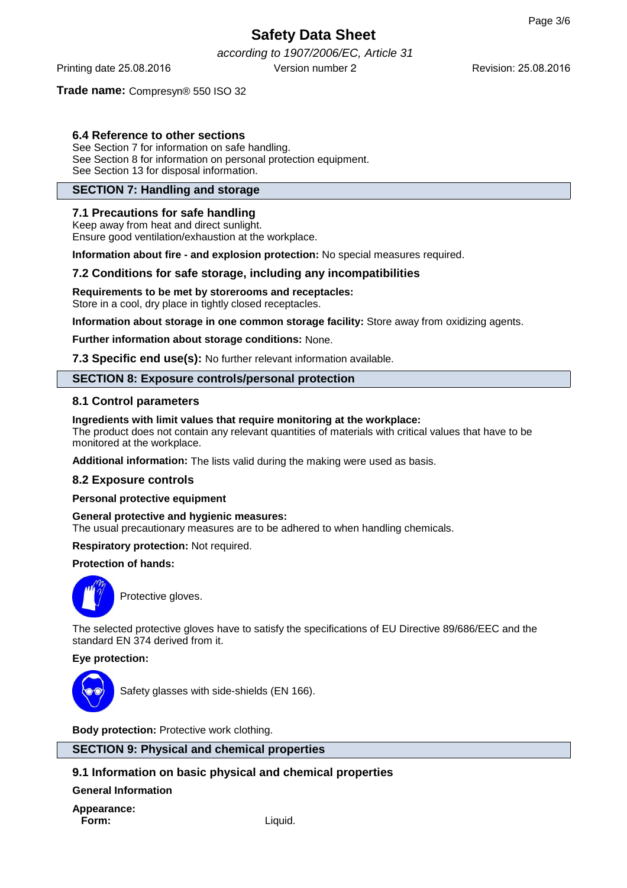**Trade name:** Compresyn® 550 ISO 32

### 6.4 Reference to other sections

See Section 7 for information on safe handling.
See Section 8 for information on personal protection equipment.
See Section 13 for disposal information.

## SECTION 7: Handling and storage

### 7.1 Precautions for safe handling

Keep away from heat and direct sunlight.
Ensure good ventilation/exhaustion at the workplace.

**Information about fire - and explosion protection:** No special measures required.

### 7.2 Conditions for safe storage, including any incompatibilities

**Requirements to be met by storerooms and receptacles:**
Store in a cool, dry place in tightly closed receptacles.

**Information about storage in one common storage facility:** Store away from oxidizing agents.

**Further information about storage conditions:** None.

**7.3 Specific end use(s):** No further relevant information available.

## SECTION 8: Exposure controls/personal protection

### 8.1 Control parameters

**Ingredients with limit values that require monitoring at the workplace:**
The product does not contain any relevant quantities of materials with critical values that have to be monitored at the workplace.

**Additional information:** The lists valid during the making were used as basis.

### 8.2 Exposure controls

**Personal protective equipment**

**General protective and hygienic measures:**
The usual precautionary measures are to be adhered to when handling chemicals.

**Respiratory protection:** Not required.

**Protection of hands:**

Protective gloves.

The selected protective gloves have to satisfy the specifications of EU Directive 89/686/EEC and the standard EN 374 derived from it.

**Eye protection:**

Safety glasses with side-shields (EN 166).

**Body protection:** Protective work clothing.

## SECTION 9: Physical and chemical properties

### 9.1 Information on basic physical and chemical properties

**General Information**

**Appearance:**
**Form:** Liquid.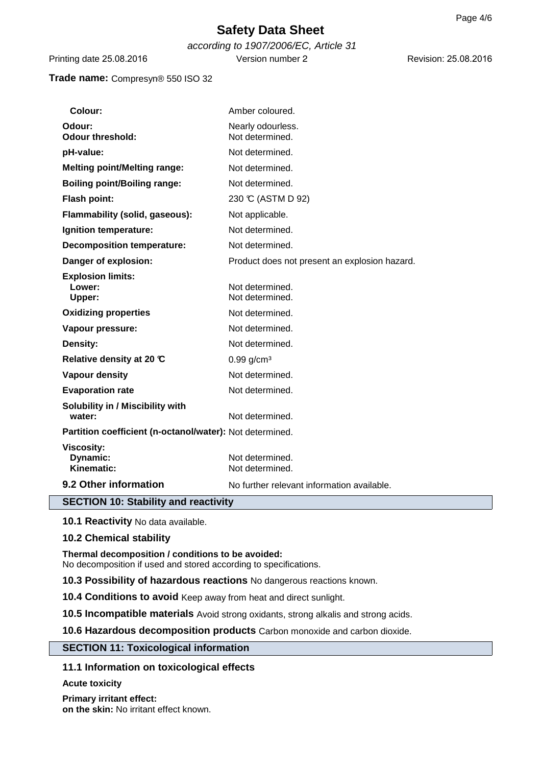**Trade name:** Compresyn® 550 ISO 32

| | |
|---|---|
| **Colour:** | Amber coloured. |
| **Odour:** | Nearly odourless. |
| **Odour threshold:** | Not determined. |
| **pH-value:** | Not determined. |
| **Melting point/Melting range:** | Not determined. |
| **Boiling point/Boiling range:** | Not determined. |
| **Flash point:** | 230 °C (ASTM D 92) |
| **Flammability (solid, gaseous):** | Not applicable. |
| **Ignition temperature:** | Not determined. |
| **Decomposition temperature:** | Not determined. |
| **Danger of explosion:** | Product does not present an explosion hazard. |
| **Explosion limits:** | |
| **Lower:** | Not determined. |
| **Upper:** | Not determined. |
| **Oxidizing properties** | Not determined. |
| **Vapour pressure:** | Not determined. |
| **Density:** | Not determined. |
| **Relative density at 20 °C** | 0.99 g/cm³ |
| **Vapour density** | Not determined. |
| **Evaporation rate** | Not determined. |
| **Solubility in / Miscibility with water:** | Not determined. |
| **Partition coefficient (n-octanol/water):** | Not determined. |
| **Viscosity:** | |
| **Dynamic:** | Not determined. |
| **Kinematic:** | Not determined. |
| **9.2 Other information** | No further relevant information available. |

## SECTION 10: Stability and reactivity

**10.1 Reactivity** No data available.

**10.2 Chemical stability**

**Thermal decomposition / conditions to be avoided:**
No decomposition if used and stored according to specifications.

**10.3 Possibility of hazardous reactions** No dangerous reactions known.

**10.4 Conditions to avoid** Keep away from heat and direct sunlight.

**10.5 Incompatible materials** Avoid strong oxidants, strong alkalis and strong acids.

**10.6 Hazardous decomposition products** Carbon monoxide and carbon dioxide.

## SECTION 11: Toxicological information

**11.1 Information on toxicological effects**

**Acute toxicity**

**Primary irritant effect:**
**on the skin:** No irritant effect known.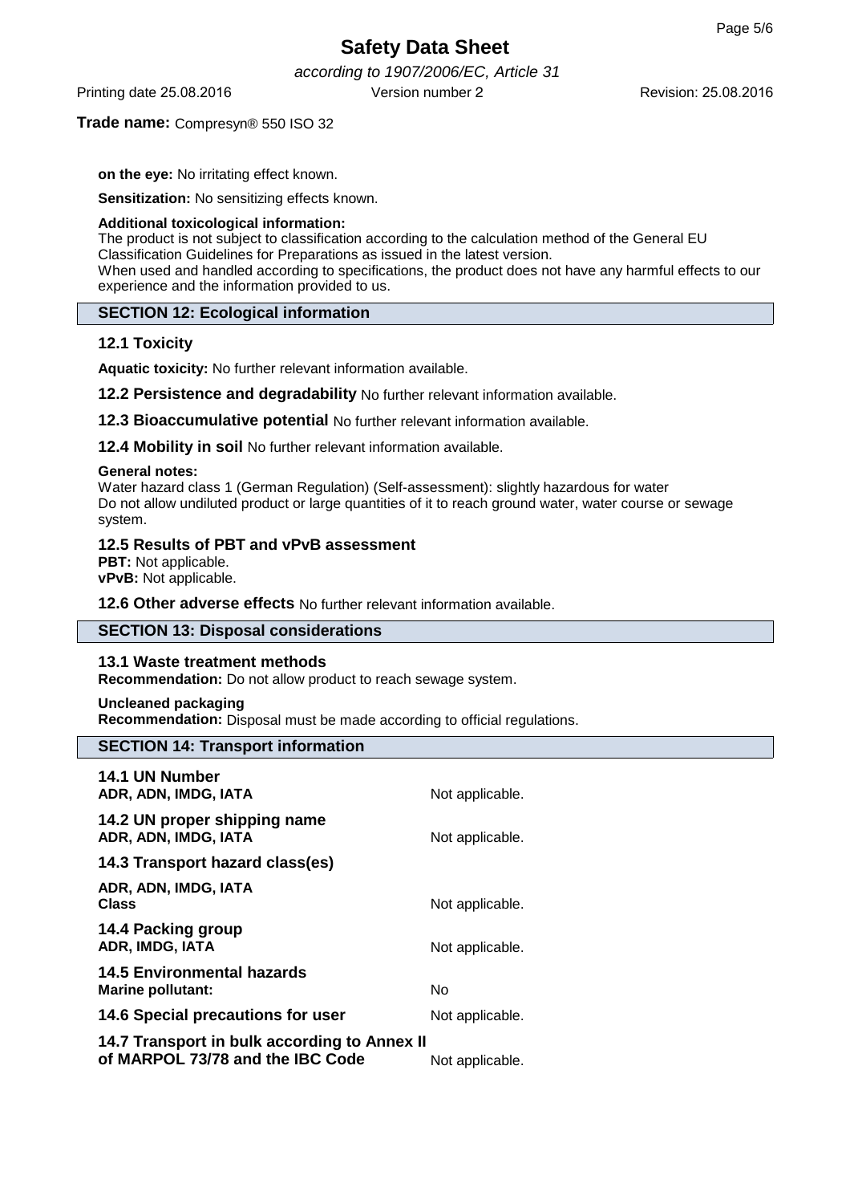**on the eye:** No irritating effect known.

**Sensitization:** No sensitizing effects known.

**Additional toxicological information:**
The product is not subject to classification according to the calculation method of the General EU Classification Guidelines for Preparations as issued in the latest version.
When used and handled according to specifications, the product does not have any harmful effects to our experience and the information provided to us.

## SECTION 12: Ecological information

### 12.1 Toxicity

**Aquatic toxicity:** No further relevant information available.

**12.2 Persistence and degradability** No further relevant information available.

**12.3 Bioaccumulative potential** No further relevant information available.

**12.4 Mobility in soil** No further relevant information available.

**General notes:**
Water hazard class 1 (German Regulation) (Self-assessment): slightly hazardous for water
Do not allow undiluted product or large quantities of it to reach ground water, water course or sewage system.

### 12.5 Results of PBT and vPvB assessment

**PBT:** Not applicable.
**vPvB:** Not applicable.

**12.6 Other adverse effects** No further relevant information available.

## SECTION 13: Disposal considerations

### 13.1 Waste treatment methods

**Recommendation:** Do not allow product to reach sewage system.

**Uncleaned packaging**
**Recommendation:** Disposal must be made according to official regulations.

## SECTION 14: Transport information

| | |
|---|---|
| **14.1 UN Number**<br>**ADR, ADN, IMDG, IATA** | Not applicable. |
| **14.2 UN proper shipping name**<br>**ADR, ADN, IMDG, IATA** | Not applicable. |
| **14.3 Transport hazard class(es)** | |
| **ADR, ADN, IMDG, IATA**<br>**Class** | Not applicable. |
| **14.4 Packing group**<br>**ADR, IMDG, IATA** | Not applicable. |
| **14.5 Environmental hazards**<br>**Marine pollutant:** | No |
| **14.6 Special precautions for user** | Not applicable. |
| **14.7 Transport in bulk according to Annex II of MARPOL 73/78 and the IBC Code** | Not applicable. |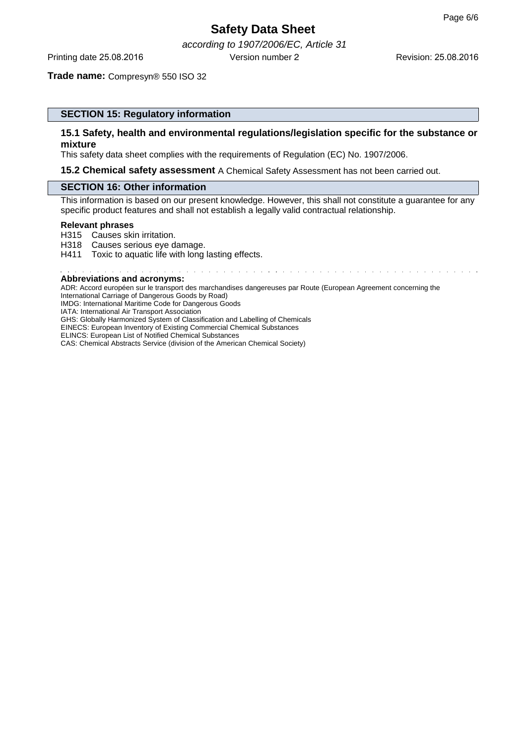**Trade name:** Compresyn® 550 ISO 32

## SECTION 15: Regulatory information

### 15.1 Safety, health and environmental regulations/legislation specific for the substance or mixture

This safety data sheet complies with the requirements of Regulation (EC) No. 1907/2006.

**15.2 Chemical safety assessment** A Chemical Safety Assessment has not been carried out.

## SECTION 16: Other information

This information is based on our present knowledge. However, this shall not constitute a guarantee for any specific product features and shall not establish a legally valid contractual relationship.

**Relevant phrases**

H315 Causes skin irritation.
H318 Causes serious eye damage.
H411 Toxic to aquatic life with long lasting effects.

**Abbreviations and acronyms:**

ADR: Accord européen sur le transport des marchandises dangereuses par Route (European Agreement concerning the International Carriage of Dangerous Goods by Road)
IMDG: International Maritime Code for Dangerous Goods
IATA: International Air Transport Association
GHS: Globally Harmonized System of Classification and Labelling of Chemicals
EINECS: European Inventory of Existing Commercial Chemical Substances
ELINCS: European List of Notified Chemical Substances
CAS: Chemical Abstracts Service (division of the American Chemical Society)